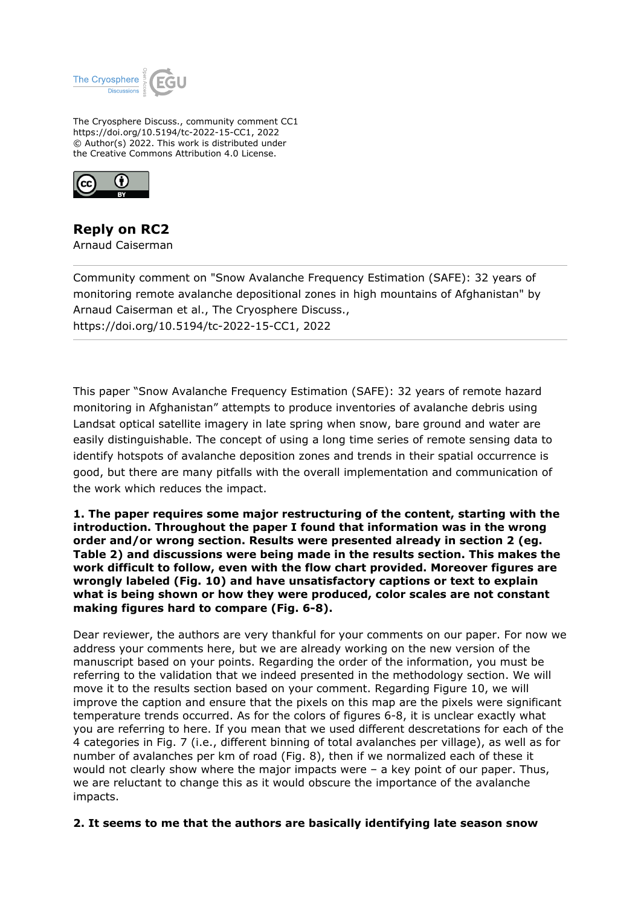The Cryosphere Discuss., community comment CC1
https://doi.org/10.5194/tc-2022-15-CC1, 2022
© Author(s) 2022. This work is distributed under
the Creative Commons Attribution 4.0 License.

## Reply on RC2

Arnaud Caiserman

---

Community comment on "Snow Avalanche Frequency Estimation (SAFE): 32 years of monitoring remote avalanche depositional zones in high mountains of Afghanistan" by Arnaud Caiserman et al., The Cryosphere Discuss., https://doi.org/10.5194/tc-2022-15-CC1, 2022

---

This paper "Snow Avalanche Frequency Estimation (SAFE): 32 years of remote hazard monitoring in Afghanistan" attempts to produce inventories of avalanche debris using Landsat optical satellite imagery in late spring when snow, bare ground and water are easily distinguishable. The concept of using a long time series of remote sensing data to identify hotspots of avalanche deposition zones and trends in their spatial occurrence is good, but there are many pitfalls with the overall implementation and communication of the work which reduces the impact.

**1. The paper requires some major restructuring of the content, starting with the introduction. Throughout the paper I found that information was in the wrong order and/or wrong section. Results were presented already in section 2 (eg. Table 2) and discussions were being made in the results section. This makes the work difficult to follow, even with the flow chart provided. Moreover figures are wrongly labeled (Fig. 10) and have unsatisfactory captions or text to explain what is being shown or how they were produced, color scales are not constant making figures hard to compare (Fig. 6-8).**

Dear reviewer, the authors are very thankful for your comments on our paper. For now we address your comments here, but we are already working on the new version of the manuscript based on your points. Regarding the order of the information, you must be referring to the validation that we indeed presented in the methodology section. We will move it to the results section based on your comment. Regarding Figure 10, we will improve the caption and ensure that the pixels on this map are the pixels were significant temperature trends occurred. As for the colors of figures 6-8, it is unclear exactly what you are referring to here. If you mean that we used different descretations for each of the 4 categories in Fig. 7 (i.e., different binning of total avalanches per village), as well as for number of avalanches per km of road (Fig. 8), then if we normalized each of these it would not clearly show where the major impacts were – a key point of our paper. Thus, we are reluctant to change this as it would obscure the importance of the avalanche impacts.

**2. It seems to me that the authors are basically identifying late season snow**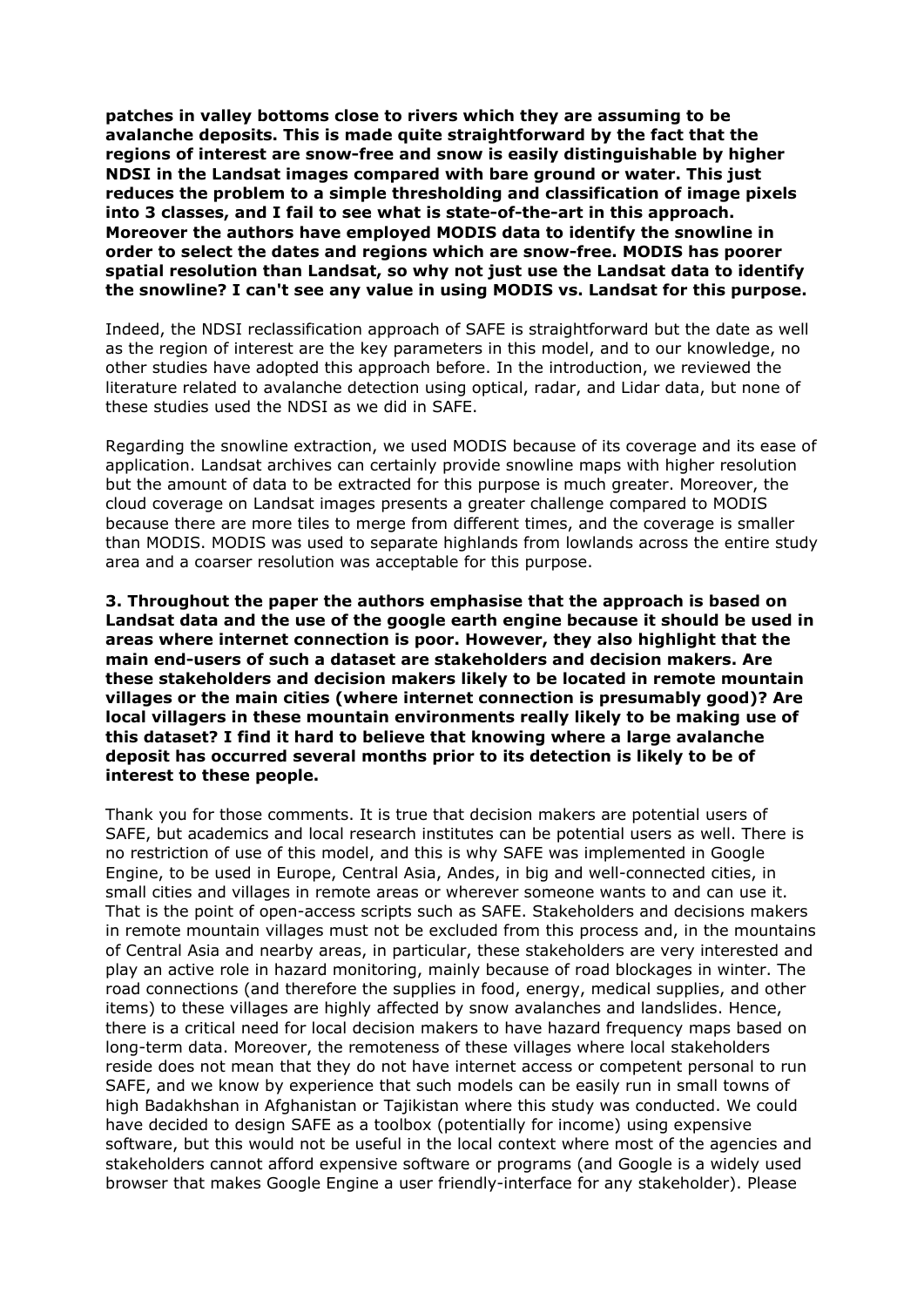**patches in valley bottoms close to rivers which they are assuming to be avalanche deposits. This is made quite straightforward by the fact that the regions of interest are snow-free and snow is easily distinguishable by higher NDSI in the Landsat images compared with bare ground or water. This just reduces the problem to a simple thresholding and classification of image pixels into 3 classes, and I fail to see what is state-of-the-art in this approach. Moreover the authors have employed MODIS data to identify the snowline in order to select the dates and regions which are snow-free. MODIS has poorer spatial resolution than Landsat, so why not just use the Landsat data to identify the snowline? I can't see any value in using MODIS vs. Landsat for this purpose.**

Indeed, the NDSI reclassification approach of SAFE is straightforward but the date as well as the region of interest are the key parameters in this model, and to our knowledge, no other studies have adopted this approach before. In the introduction, we reviewed the literature related to avalanche detection using optical, radar, and Lidar data, but none of these studies used the NDSI as we did in SAFE.

Regarding the snowline extraction, we used MODIS because of its coverage and its ease of application. Landsat archives can certainly provide snowline maps with higher resolution but the amount of data to be extracted for this purpose is much greater. Moreover, the cloud coverage on Landsat images presents a greater challenge compared to MODIS because there are more tiles to merge from different times, and the coverage is smaller than MODIS. MODIS was used to separate highlands from lowlands across the entire study area and a coarser resolution was acceptable for this purpose.

**3. Throughout the paper the authors emphasise that the approach is based on Landsat data and the use of the google earth engine because it should be used in areas where internet connection is poor. However, they also highlight that the main end-users of such a dataset are stakeholders and decision makers. Are these stakeholders and decision makers likely to be located in remote mountain villages or the main cities (where internet connection is presumably good)? Are local villagers in these mountain environments really likely to be making use of this dataset? I find it hard to believe that knowing where a large avalanche deposit has occurred several months prior to its detection is likely to be of interest to these people.**

Thank you for those comments. It is true that decision makers are potential users of SAFE, but academics and local research institutes can be potential users as well. There is no restriction of use of this model, and this is why SAFE was implemented in Google Engine, to be used in Europe, Central Asia, Andes, in big and well-connected cities, in small cities and villages in remote areas or wherever someone wants to and can use it. That is the point of open-access scripts such as SAFE. Stakeholders and decisions makers in remote mountain villages must not be excluded from this process and, in the mountains of Central Asia and nearby areas, in particular, these stakeholders are very interested and play an active role in hazard monitoring, mainly because of road blockages in winter. The road connections (and therefore the supplies in food, energy, medical supplies, and other items) to these villages are highly affected by snow avalanches and landslides. Hence, there is a critical need for local decision makers to have hazard frequency maps based on long-term data. Moreover, the remoteness of these villages where local stakeholders reside does not mean that they do not have internet access or competent personal to run SAFE, and we know by experience that such models can be easily run in small towns of high Badakhshan in Afghanistan or Tajikistan where this study was conducted. We could have decided to design SAFE as a toolbox (potentially for income) using expensive software, but this would not be useful in the local context where most of the agencies and stakeholders cannot afford expensive software or programs (and Google is a widely used browser that makes Google Engine a user friendly-interface for any stakeholder). Please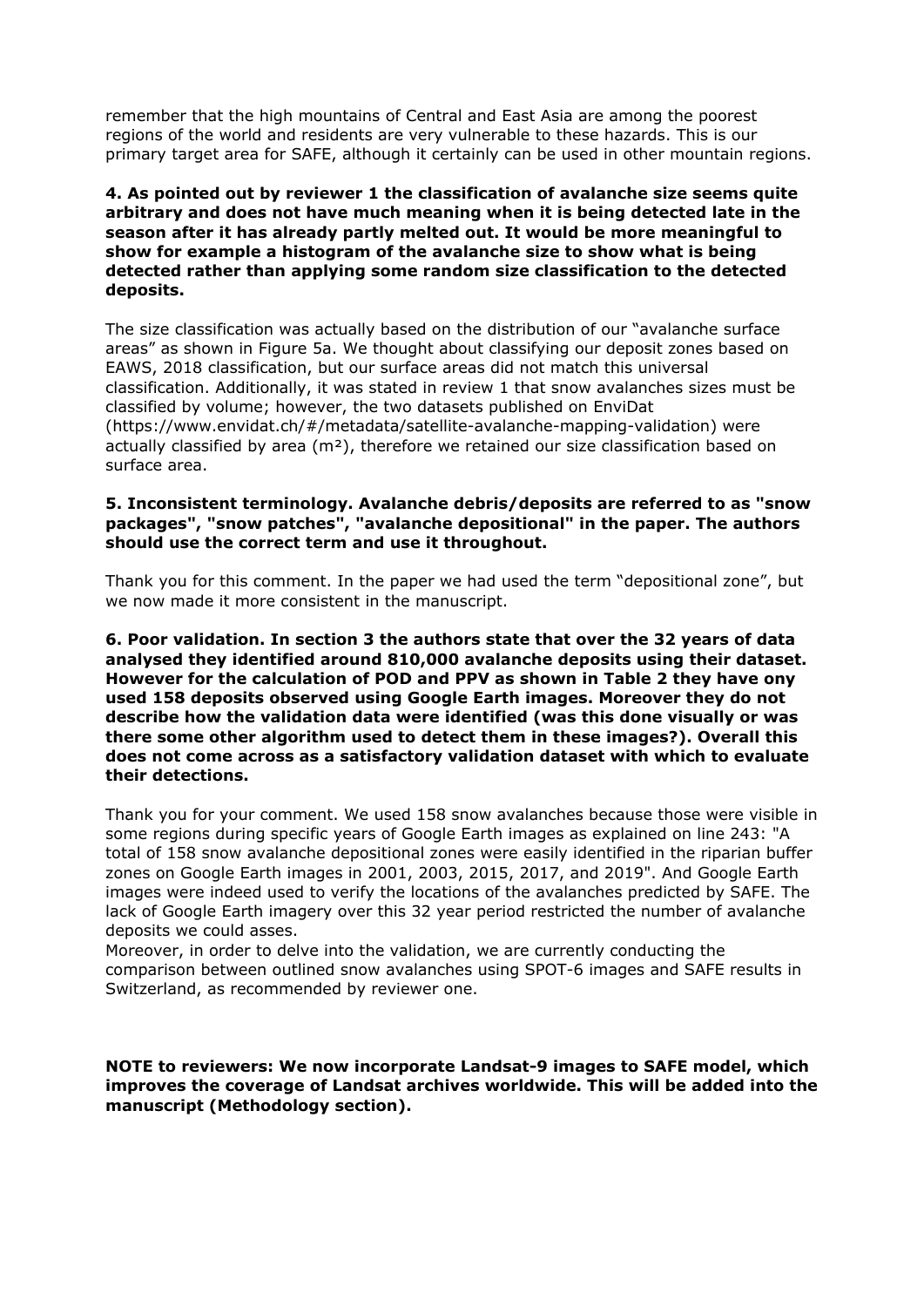remember that the high mountains of Central and East Asia are among the poorest regions of the world and residents are very vulnerable to these hazards. This is our primary target area for SAFE, although it certainly can be used in other mountain regions.

**4. As pointed out by reviewer 1 the classification of avalanche size seems quite arbitrary and does not have much meaning when it is being detected late in the season after it has already partly melted out. It would be more meaningful to show for example a histogram of the avalanche size to show what is being detected rather than applying some random size classification to the detected deposits.**

The size classification was actually based on the distribution of our "avalanche surface areas" as shown in Figure 5a. We thought about classifying our deposit zones based on EAWS, 2018 classification, but our surface areas did not match this universal classification. Additionally, it was stated in review 1 that snow avalanches sizes must be classified by volume; however, the two datasets published on EnviDat (https://www.envidat.ch/#/metadata/satellite-avalanche-mapping-validation) were actually classified by area (m²), therefore we retained our size classification based on surface area.

**5. Inconsistent terminology. Avalanche debris/deposits are referred to as "snow packages", "snow patches", "avalanche depositional" in the paper. The authors should use the correct term and use it throughout.**

Thank you for this comment. In the paper we had used the term "depositional zone", but we now made it more consistent in the manuscript.

**6. Poor validation. In section 3 the authors state that over the 32 years of data analysed they identified around 810,000 avalanche deposits using their dataset. However for the calculation of POD and PPV as shown in Table 2 they have ony used 158 deposits observed using Google Earth images. Moreover they do not describe how the validation data were identified (was this done visually or was there some other algorithm used to detect them in these images?). Overall this does not come across as a satisfactory validation dataset with which to evaluate their detections.**

Thank you for your comment. We used 158 snow avalanches because those were visible in some regions during specific years of Google Earth images as explained on line 243: "A total of 158 snow avalanche depositional zones were easily identified in the riparian buffer zones on Google Earth images in 2001, 2003, 2015, 2017, and 2019". And Google Earth images were indeed used to verify the locations of the avalanches predicted by SAFE. The lack of Google Earth imagery over this 32 year period restricted the number of avalanche deposits we could asses.
Moreover, in order to delve into the validation, we are currently conducting the comparison between outlined snow avalanches using SPOT-6 images and SAFE results in Switzerland, as recommended by reviewer one.

**NOTE to reviewers: We now incorporate Landsat-9 images to SAFE model, which improves the coverage of Landsat archives worldwide. This will be added into the manuscript (Methodology section).**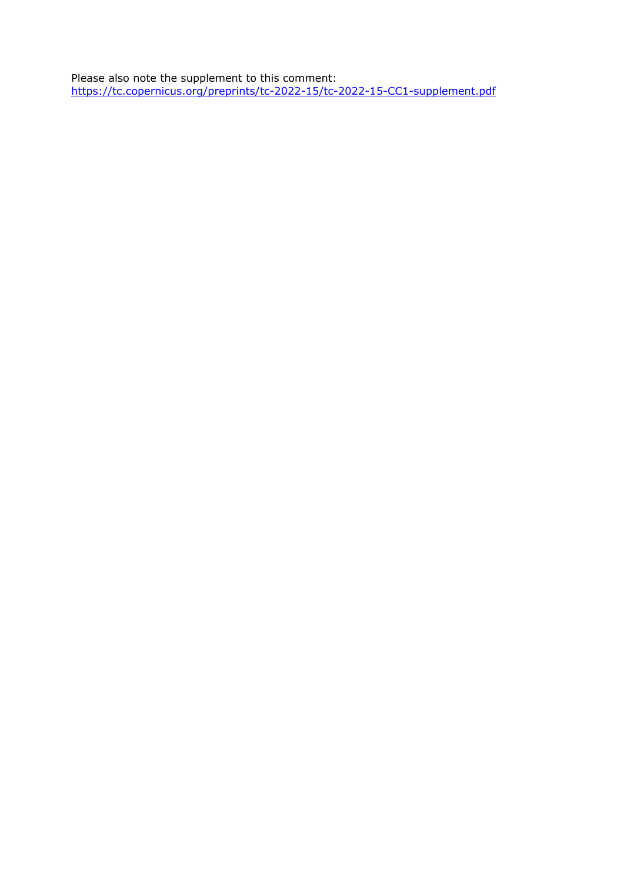Please also note the supplement to this comment:
https://tc.copernicus.org/preprints/tc-2022-15/tc-2022-15-CC1-supplement.pdf